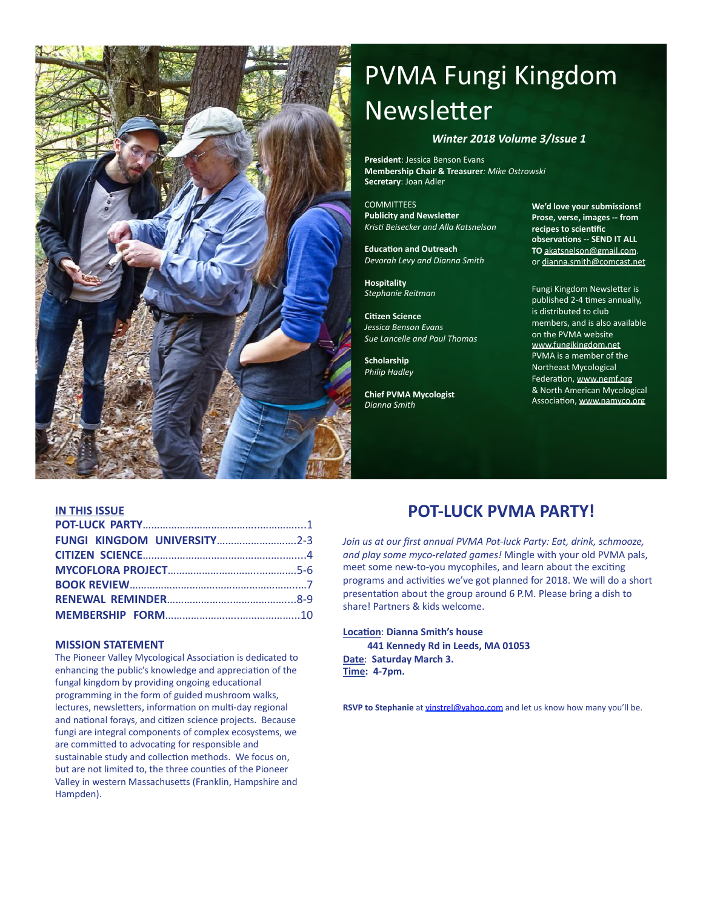# PVMA Fungi Kingdom Newsletter

***Winter 2018 Volume 3/Issue 1***

**President**: Jessica Benson Evans
**Membership Chair & Treasurer**: *Mike Ostrowski*
**Secretary**: Joan Adler

COMMITTEES

**Publicity and Newsletter**
*Kristi Beisecker and Alla Katsnelson*

**Education and Outreach**
*Devorah Levy and Dianna Smith*

**Hospitality**
*Stephanie Reitman*

**Citizen Science**
*Jessica Benson Evans*
*Sue Lancelle and Paul Thomas*

**Scholarship**
*Philip Hadley*

**Chief PVMA Mycologist**
*Dianna Smith*

**We'd love your submissions! Prose, verse, images -- from recipes to scientific observations -- SEND IT ALL TO** akatsnelson@gmail.com. or dianna.smith@comcast.net

Fungi Kingdom Newsletter is published 2-4 times annually, is distributed to club members, and is also available on the PVMA website www.fungikingdom.net PVMA is a member of the Northeast Mycological Federation, www.nemf.org & North American Mycological Association, www.namyco.org

## IN THIS ISSUE

- POT-LUCK PARTY........................................1
- FUNGI KINGDOM UNIVERSITY............................2-3
- CITIZEN SCIENCE........................................4
- MYCOFLORA PROJECT....................................5-6
- BOOK REVIEW............................................7
- RENEWAL REMINDER.....................................8-9
- MEMBERSHIP FORM......................................10

## MISSION STATEMENT

The Pioneer Valley Mycological Association is dedicated to enhancing the public's knowledge and appreciation of the fungal kingdom by providing ongoing educational programming in the form of guided mushroom walks, lectures, newsletters, information on multi-day regional and national forays, and citizen science projects. Because fungi are integral components of complex ecosystems, we are committed to advocating for responsible and sustainable study and collection methods. We focus on, but are not limited to, the three counties of the Pioneer Valley in western Massachusetts (Franklin, Hampshire and Hampden).

## POT-LUCK PVMA PARTY!

*Join us at our first annual PVMA Pot-luck Party: Eat, drink, schmooze, and play some myco-related games!* Mingle with your old PVMA pals, meet some new-to-you mycophiles, and learn about the exciting programs and activities we've got planned for 2018. We will do a short presentation about the group around 6 P.M. Please bring a dish to share! Partners & kids welcome.

**Location**: **Dianna Smith's house**
**441 Kennedy Rd in Leeds, MA 01053**
**Date**: **Saturday March 3.**
**Time: 4-7pm.**

**RSVP to Stephanie** at vinstrel@yahoo.com and let us know how many you'll be.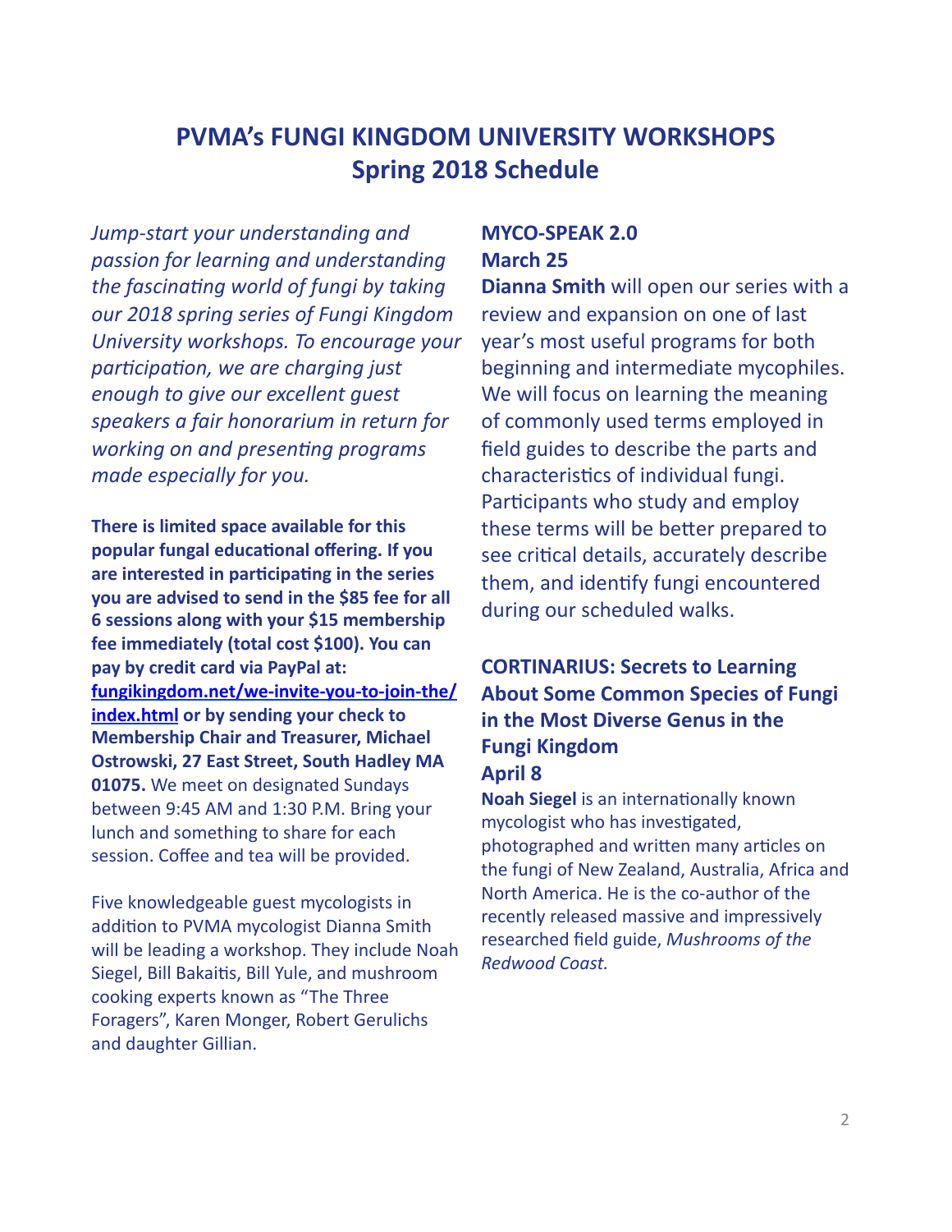# PVMA's FUNGI KINGDOM UNIVERSITY WORKSHOPS
# Spring 2018 Schedule

*Jump-start your understanding and passion for learning and understanding the fascinating world of fungi by taking our 2018 spring series of Fungi Kingdom University workshops. To encourage your participation, we are charging just enough to give our excellent guest speakers a fair honorarium in return for working on and presenting programs made especially for you.*

**There is limited space available for this popular fungal educational offering. If you are interested in participating in the series you are advised to send in the $85 fee for all 6 sessions along with your $15 membership fee immediately (total cost $100). You can pay by credit card via PayPal at: fungikingdom.net/we-invite-you-to-join-the/index.html or by sending your check to Membership Chair and Treasurer, Michael Ostrowski, 27 East Street, South Hadley MA 01075.** We meet on designated Sundays between 9:45 AM and 1:30 P.M. Bring your lunch and something to share for each session. Coffee and tea will be provided.

Five knowledgeable guest mycologists in addition to PVMA mycologist Dianna Smith will be leading a workshop. They include Noah Siegel, Bill Bakaitis, Bill Yule, and mushroom cooking experts known as "The Three Foragers", Karen Monger, Robert Gerulichs and daughter Gillian.

### MYCO-SPEAK 2.0
### March 25

**Dianna Smith** will open our series with a review and expansion on one of last year's most useful programs for both beginning and intermediate mycophiles. We will focus on learning the meaning of commonly used terms employed in field guides to describe the parts and characteristics of individual fungi. Participants who study and employ these terms will be better prepared to see critical details, accurately describe them, and identify fungi encountered during our scheduled walks.

### CORTINARIUS: Secrets to Learning About Some Common Species of Fungi in the Most Diverse Genus in the Fungi Kingdom
### April 8

**Noah Siegel** is an internationally known mycologist who has investigated, photographed and written many articles on the fungi of New Zealand, Australia, Africa and North America. He is the co-author of the recently released massive and impressively researched field guide, *Mushrooms of the Redwood Coast.*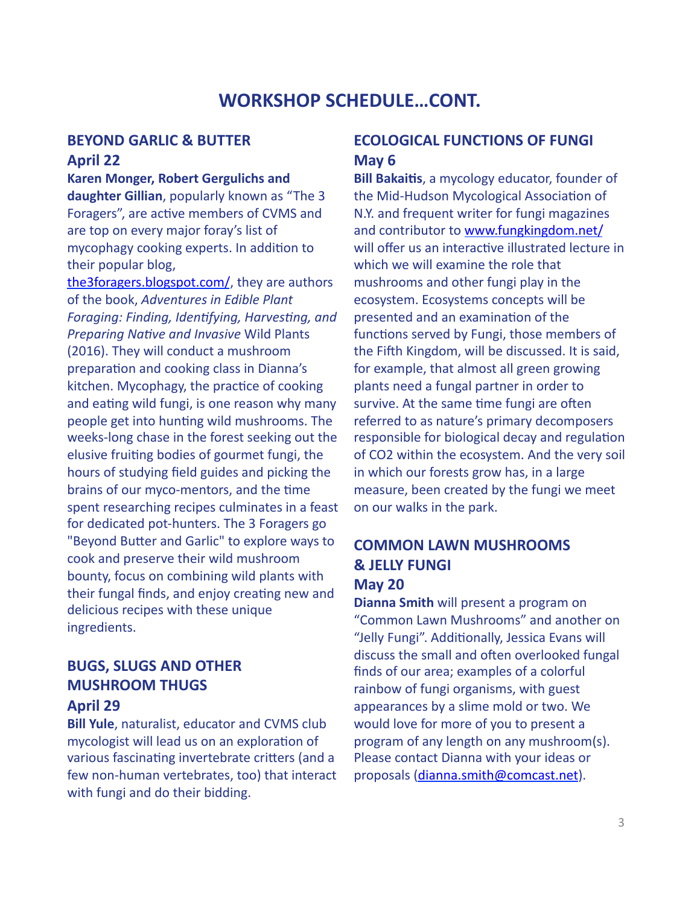# WORKSHOP SCHEDULE…CONT.

## BEYOND GARLIC & BUTTER
## April 22

**Karen Monger, Robert Gergulichs and daughter Gillian**, popularly known as "The 3 Foragers", are active members of CVMS and are top on every major foray's list of mycophagy cooking experts. In addition to their popular blog, the3foragers.blogspot.com/, they are authors of the book, *Adventures in Edible Plant Foraging: Finding, Identifying, Harvesting, and Preparing Native and Invasive* Wild Plants (2016). They will conduct a mushroom preparation and cooking class in Dianna's kitchen. Mycophagy, the practice of cooking and eating wild fungi, is one reason why many people get into hunting wild mushrooms. The weeks-long chase in the forest seeking out the elusive fruiting bodies of gourmet fungi, the hours of studying field guides and picking the brains of our myco-mentors, and the time spent researching recipes culminates in a feast for dedicated pot-hunters. The 3 Foragers go "Beyond Butter and Garlic" to explore ways to cook and preserve their wild mushroom bounty, focus on combining wild plants with their fungal finds, and enjoy creating new and delicious recipes with these unique ingredients.

## BUGS, SLUGS AND OTHER MUSHROOM THUGS
## April 29

**Bill Yule**, naturalist, educator and CVMS club mycologist will lead us on an exploration of various fascinating invertebrate critters (and a few non-human vertebrates, too) that interact with fungi and do their bidding.

## ECOLOGICAL FUNCTIONS OF FUNGI
## May 6

**Bill Bakaitis**, a mycology educator, founder of the Mid-Hudson Mycological Association of N.Y. and frequent writer for fungi magazines and contributor to www.fungkingdom.net/ will offer us an interactive illustrated lecture in which we will examine the role that mushrooms and other fungi play in the ecosystem. Ecosystems concepts will be presented and an examination of the functions served by Fungi, those members of the Fifth Kingdom, will be discussed. It is said, for example, that almost all green growing plants need a fungal partner in order to survive. At the same time fungi are often referred to as nature's primary decomposers responsible for biological decay and regulation of $CO_2$ within the ecosystem. And the very soil in which our forests grow has, in a large measure, been created by the fungi we meet on our walks in the park.

## COMMON LAWN MUSHROOMS & JELLY FUNGI
## May 20

**Dianna Smith** will present a program on "Common Lawn Mushrooms" and another on "Jelly Fungi". Additionally, Jessica Evans will discuss the small and often overlooked fungal finds of our area; examples of a colorful rainbow of fungi organisms, with guest appearances by a slime mold or two. We would love for more of you to present a program of any length on any mushroom(s). Please contact Dianna with your ideas or proposals (dianna.smith@comcast.net).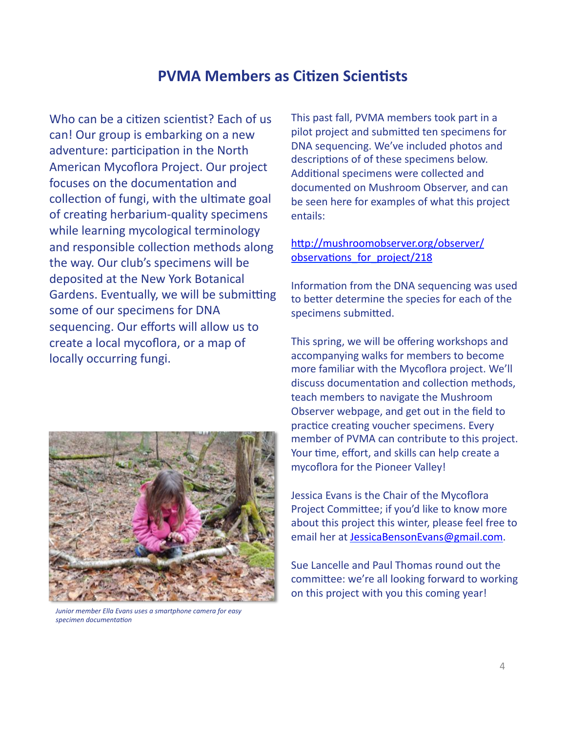## PVMA Members as Citizen Scientists

Who can be a citizen scientist? Each of us can! Our group is embarking on a new adventure: participation in the North American Mycoflora Project. Our project focuses on the documentation and collection of fungi, with the ultimate goal of creating herbarium-quality specimens while learning mycological terminology and responsible collection methods along the way. Our club's specimens will be deposited at the New York Botanical Gardens. Eventually, we will be submitting some of our specimens for DNA sequencing. Our efforts will allow us to create a local mycoflora, or a map of locally occurring fungi.

*Junior member Ella Evans uses a smartphone camera for easy specimen documentation*

This past fall, PVMA members took part in a pilot project and submitted ten specimens for DNA sequencing. We've included photos and descriptions of of these specimens below. Additional specimens were collected and documented on Mushroom Observer, and can be seen here for examples of what this project entails:

[http://mushroomobserver.org/observer/observations_for_project/218](http://mushroomobserver.org/observer/observations_for_project/218)

Information from the DNA sequencing was used to better determine the species for each of the specimens submitted.

This spring, we will be offering workshops and accompanying walks for members to become more familiar with the Mycoflora project. We'll discuss documentation and collection methods, teach members to navigate the Mushroom Observer webpage, and get out in the field to practice creating voucher specimens. Every member of PVMA can contribute to this project. Your time, effort, and skills can help create a mycoflora for the Pioneer Valley!

Jessica Evans is the Chair of the Mycoflora Project Committee; if you'd like to know more about this project this winter, please feel free to email her at [JessicaBensonEvans@gmail.com](mailto:JessicaBensonEvans@gmail.com).

Sue Lancelle and Paul Thomas round out the committee: we're all looking forward to working on this project with you this coming year!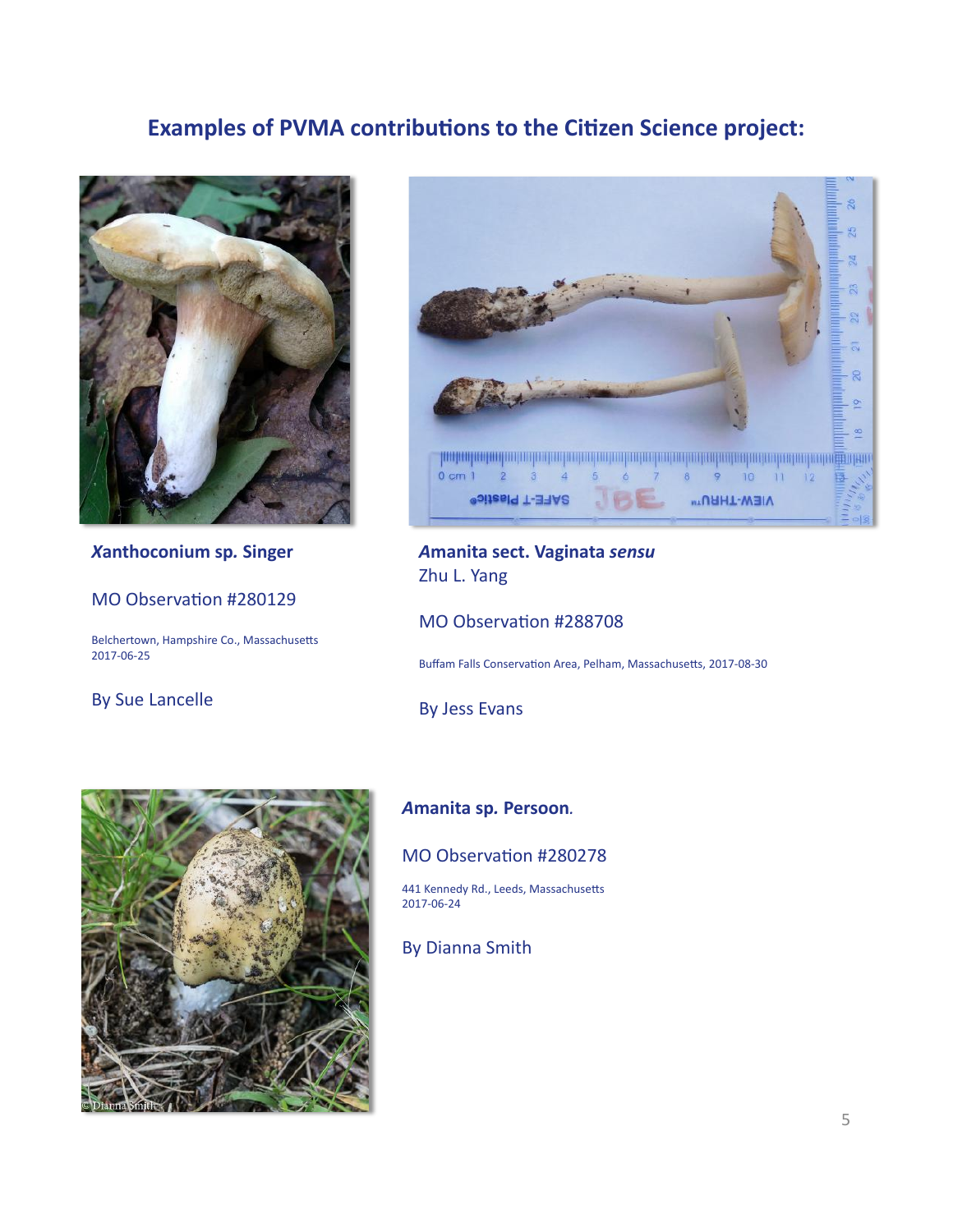## Examples of PVMA contributions to the Citizen Science project:

***X*anthoconium sp. Singer**

MO Observation #280129

Belchertown, Hampshire Co., Massachusetts
2017-06-25

By Sue Lancelle

***A*manita sect. Vaginata *sensu*** Zhu L. Yang

MO Observation #288708

Buffam Falls Conservation Area, Pelham, Massachusetts, 2017-08-30

By Jess Evans

***A*manita sp. Persoon.**

MO Observation #280278

441 Kennedy Rd., Leeds, Massachusetts
2017-06-24

By Dianna Smith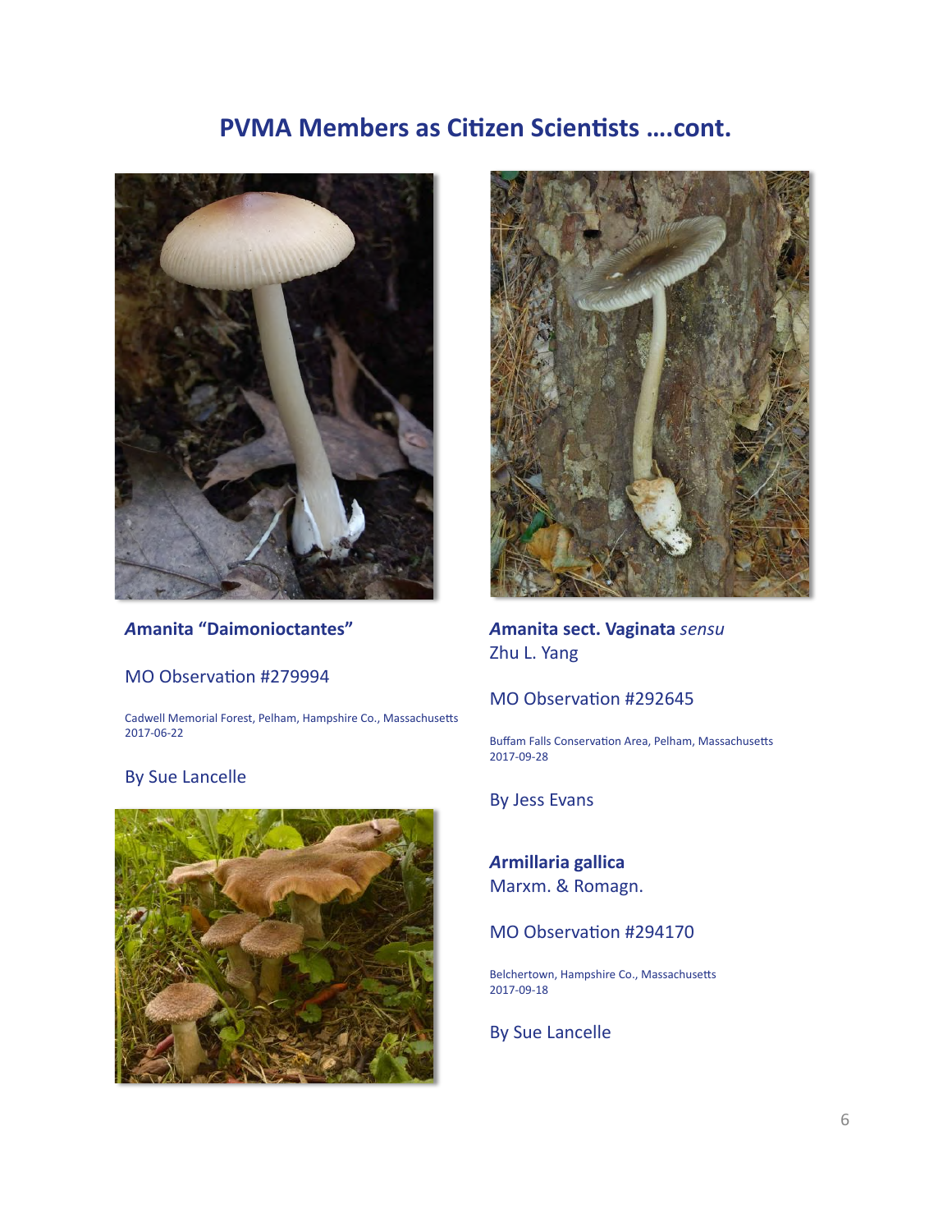## PVMA Members as Citizen Scientists ….cont.

***A*manita "Daimonioctantes"**

MO Observation #279994

Cadwell Memorial Forest, Pelham, Hampshire Co., Massachusetts
2017-06-22

By Sue Lancelle

***A*manita sect. Vaginata** *sensu* Zhu L. Yang

MO Observation #292645

Buffam Falls Conservation Area, Pelham, Massachusetts
2017-09-28

By Jess Evans

***A*rmillaria gallica** Marxm. & Romagn.

MO Observation #294170

Belchertown, Hampshire Co., Massachusetts
2017-09-18

By Sue Lancelle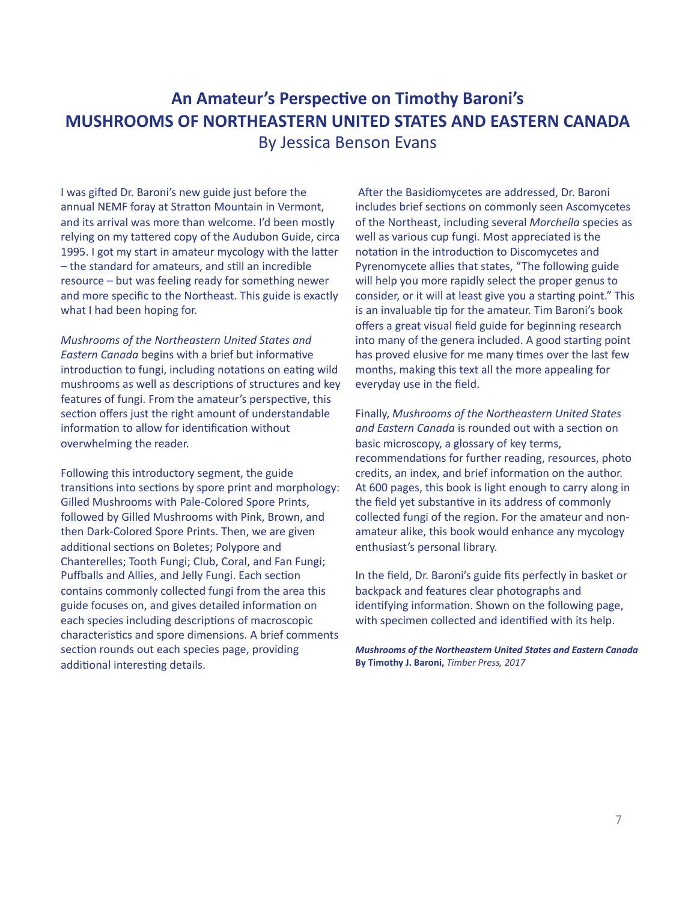# An Amateur's Perspective on Timothy Baroni's MUSHROOMS OF NORTHEASTERN UNITED STATES AND EASTERN CANADA

## By Jessica Benson Evans

I was gifted Dr. Baroni's new guide just before the annual NEMF foray at Stratton Mountain in Vermont, and its arrival was more than welcome. I'd been mostly relying on my tattered copy of the Audubon Guide, circa 1995. I got my start in amateur mycology with the latter – the standard for amateurs, and still an incredible resource – but was feeling ready for something newer and more specific to the Northeast. This guide is exactly what I had been hoping for.

*Mushrooms of the Northeastern United States and Eastern Canada* begins with a brief but informative introduction to fungi, including notations on eating wild mushrooms as well as descriptions of structures and key features of fungi. From the amateur's perspective, this section offers just the right amount of understandable information to allow for identification without overwhelming the reader.

Following this introductory segment, the guide transitions into sections by spore print and morphology: Gilled Mushrooms with Pale-Colored Spore Prints, followed by Gilled Mushrooms with Pink, Brown, and then Dark-Colored Spore Prints. Then, we are given additional sections on Boletes; Polypore and Chanterelles; Tooth Fungi; Club, Coral, and Fan Fungi; Puffballs and Allies, and Jelly Fungi. Each section contains commonly collected fungi from the area this guide focuses on, and gives detailed information on each species including descriptions of macroscopic characteristics and spore dimensions. A brief comments section rounds out each species page, providing additional interesting details.

After the Basidiomycetes are addressed, Dr. Baroni includes brief sections on commonly seen Ascomycetes of the Northeast, including several *Morchella* species as well as various cup fungi. Most appreciated is the notation in the introduction to Discomycetes and Pyrenomycete allies that states, "The following guide will help you more rapidly select the proper genus to consider, or it will at least give you a starting point." This is an invaluable tip for the amateur. Tim Baroni's book offers a great visual field guide for beginning research into many of the genera included. A good starting point has proved elusive for me many times over the last few months, making this text all the more appealing for everyday use in the field.

Finally, *Mushrooms of the Northeastern United States and Eastern Canada* is rounded out with a section on basic microscopy, a glossary of key terms, recommendations for further reading, resources, photo credits, an index, and brief information on the author. At 600 pages, this book is light enough to carry along in the field yet substantive in its address of commonly collected fungi of the region. For the amateur and non-amateur alike, this book would enhance any mycology enthusiast's personal library.

In the field, Dr. Baroni's guide fits perfectly in basket or backpack and features clear photographs and identifying information. Shown on the following page, with specimen collected and identified with its help.

***Mushrooms of the Northeastern United States and Eastern Canada***
**By Timothy J. Baroni,** *Timber Press, 2017*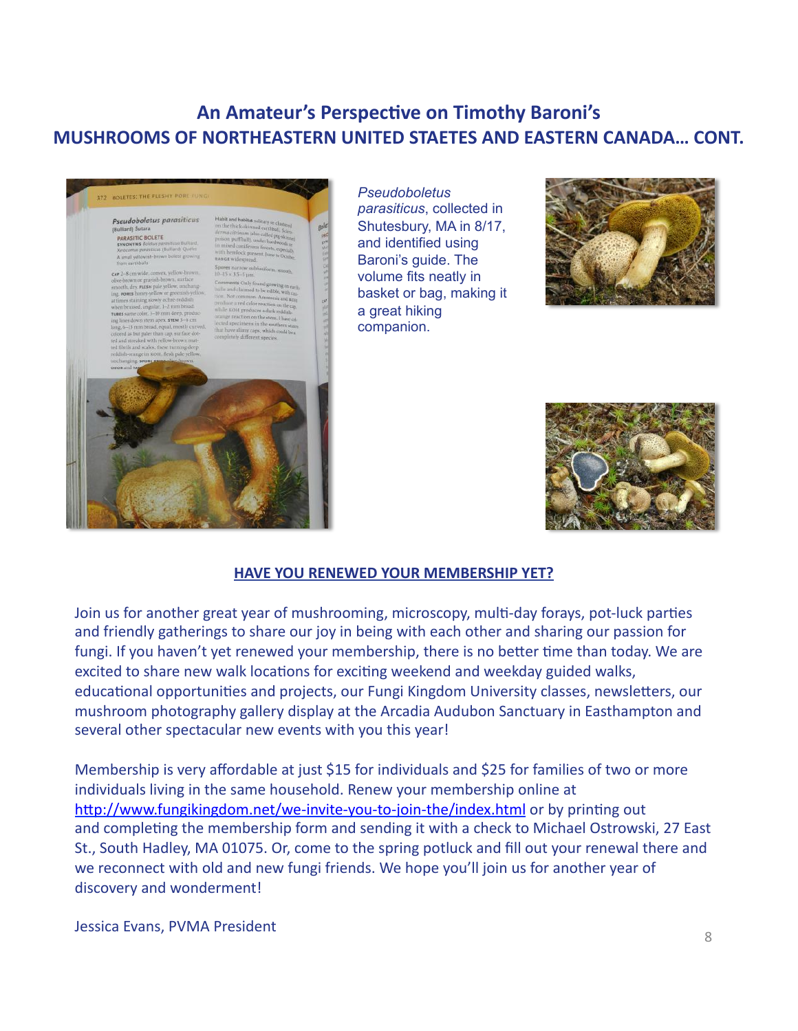## An Amateur's Perspective on Timothy Baroni's
## MUSHROOMS OF NORTHEASTERN UNITED STAETES AND EASTERN CANADA… CONT.

*Pseudoboletus parasiticus*, collected in Shutesbury, MA in 8/17, and identified using Baroni's guide. The volume fits neatly in basket or bag, making it a great hiking companion.

### HAVE YOU RENEWED YOUR MEMBERSHIP YET?

Join us for another great year of mushrooming, microscopy, multi-day forays, pot-luck parties and friendly gatherings to share our joy in being with each other and sharing our passion for fungi. If you haven't yet renewed your membership, there is no better time than today. We are excited to share new walk locations for exciting weekend and weekday guided walks, educational opportunities and projects, our Fungi Kingdom University classes, newsletters, our mushroom photography gallery display at the Arcadia Audubon Sanctuary in Easthampton and several other spectacular new events with you this year!

Membership is very affordable at just $15 for individuals and $25 for families of two or more individuals living in the same household. Renew your membership online at http://www.fungikingdom.net/we-invite-you-to-join-the/index.html or by printing out and completing the membership form and sending it with a check to Michael Ostrowski, 27 East St., South Hadley, MA 01075. Or, come to the spring potluck and fill out your renewal there and we reconnect with old and new fungi friends. We hope you'll join us for another year of discovery and wonderment!

Jessica Evans, PVMA President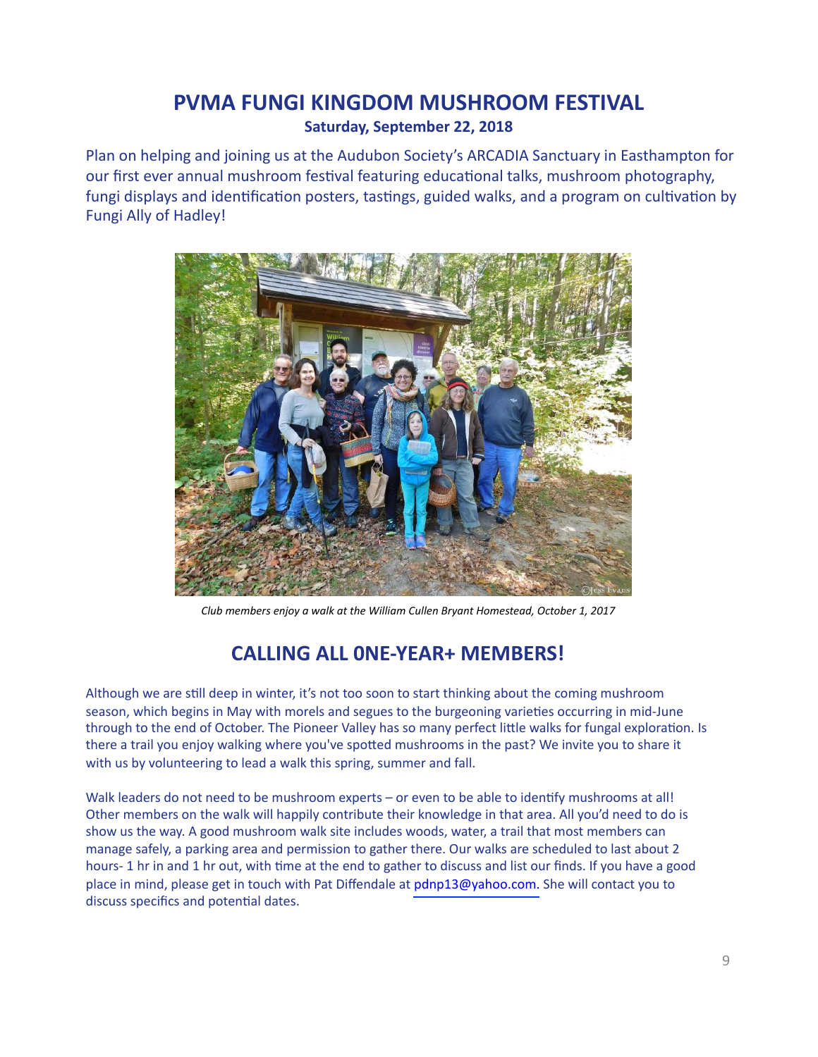## PVMA FUNGI KINGDOM MUSHROOM FESTIVAL

**Saturday, September 22, 2018**

Plan on helping and joining us at the Audubon Society's ARCADIA Sanctuary in Easthampton for our first ever annual mushroom festival featuring educational talks, mushroom photography, fungi displays and identification posters, tastings, guided walks, and a program on cultivation by Fungi Ally of Hadley!

*Club members enjoy a walk at the William Cullen Bryant Homestead, October 1, 2017*

## CALLING ALL 0NE-YEAR+ MEMBERS!

Although we are still deep in winter, it's not too soon to start thinking about the coming mushroom season, which begins in May with morels and segues to the burgeoning varieties occurring in mid-June through to the end of October. The Pioneer Valley has so many perfect little walks for fungal exploration. Is there a trail you enjoy walking where you've spotted mushrooms in the past? We invite you to share it with us by volunteering to lead a walk this spring, summer and fall.

Walk leaders do not need to be mushroom experts – or even to be able to identify mushrooms at all! Other members on the walk will happily contribute their knowledge in that area. All you'd need to do is show us the way. A good mushroom walk site includes woods, water, a trail that most members can manage safely, a parking area and permission to gather there. Our walks are scheduled to last about 2 hours- 1 hr in and 1 hr out, with time at the end to gather to discuss and list our finds. If you have a good place in mind, please get in touch with Pat Diffendale at pdnp13@yahoo.com. She will contact you to discuss specifics and potential dates.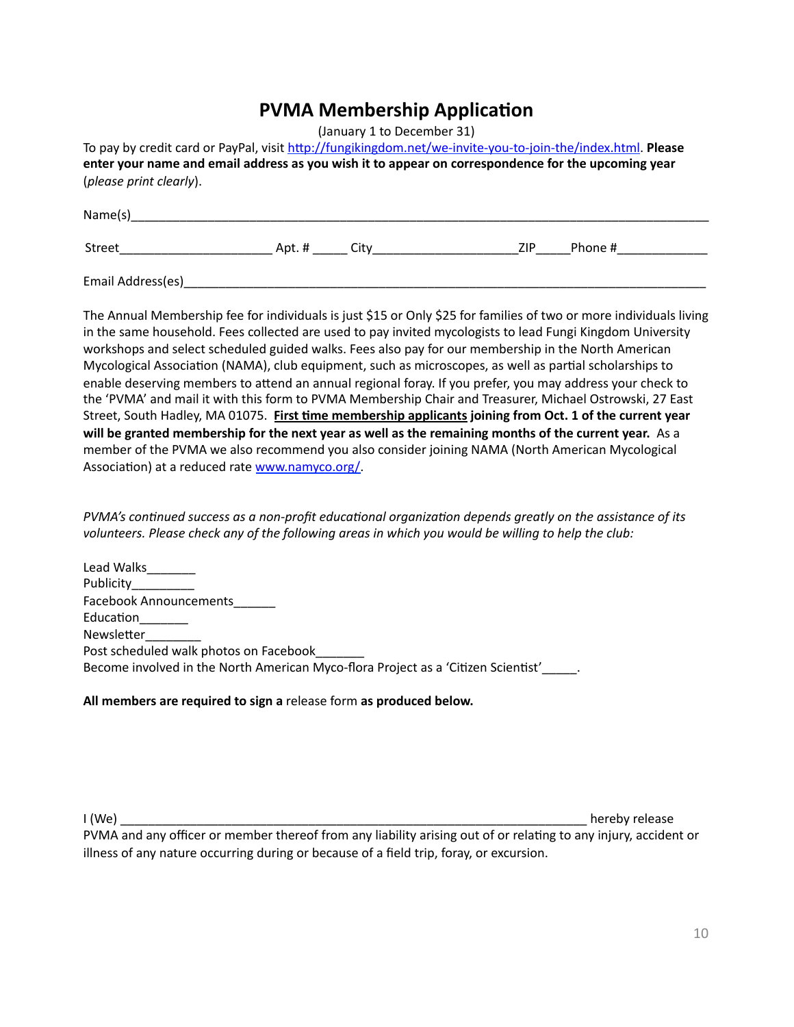# PVMA Membership Application

(January 1 to December 31)

To pay by credit card or PayPal, visit http://fungikingdom.net/we-invite-you-to-join-the/index.html. **Please enter your name and email address as you wish it to appear on correspondence for the upcoming year** (*please print clearly*).

Name(s)_______________________________________________________________________________

Street______________________ Apt. # _____ City_____________________ZIP_____Phone #_____________

Email Address(es)_______________________________________________________________________

The Annual Membership fee for individuals is just $15 or Only $25 for families of two or more individuals living in the same household. Fees collected are used to pay invited mycologists to lead Fungi Kingdom University workshops and select scheduled guided walks. Fees also pay for our membership in the North American Mycological Association (NAMA), club equipment, such as microscopes, as well as partial scholarships to enable deserving members to attend an annual regional foray. If you prefer, you may address your check to the 'PVMA' and mail it with this form to PVMA Membership Chair and Treasurer, Michael Ostrowski, 27 East Street, South Hadley, MA 01075. **<u>First time membership applicants</u> joining from Oct. 1 of the current year will be granted membership for the next year as well as the remaining months of the current year.** As a member of the PVMA we also recommend you also consider joining NAMA (North American Mycological Association) at a reduced rate www.namyco.org/.

*PVMA's continued success as a non-profit educational organization depends greatly on the assistance of its volunteers. Please check any of the following areas in which you would be willing to help the club:*

Lead Walks_______
Publicity_________
Facebook Announcements______
Education_______
Newsletter________
Post scheduled walk photos on Facebook_______
Become involved in the North American Myco-flora Project as a 'Citizen Scientist'_____.

**All members are required to sign a** release form **as produced below.**

I (We) _____________________________________________________________________ hereby release PVMA and any officer or member thereof from any liability arising out of or relating to any injury, accident or illness of any nature occurring during or because of a field trip, foray, or excursion.